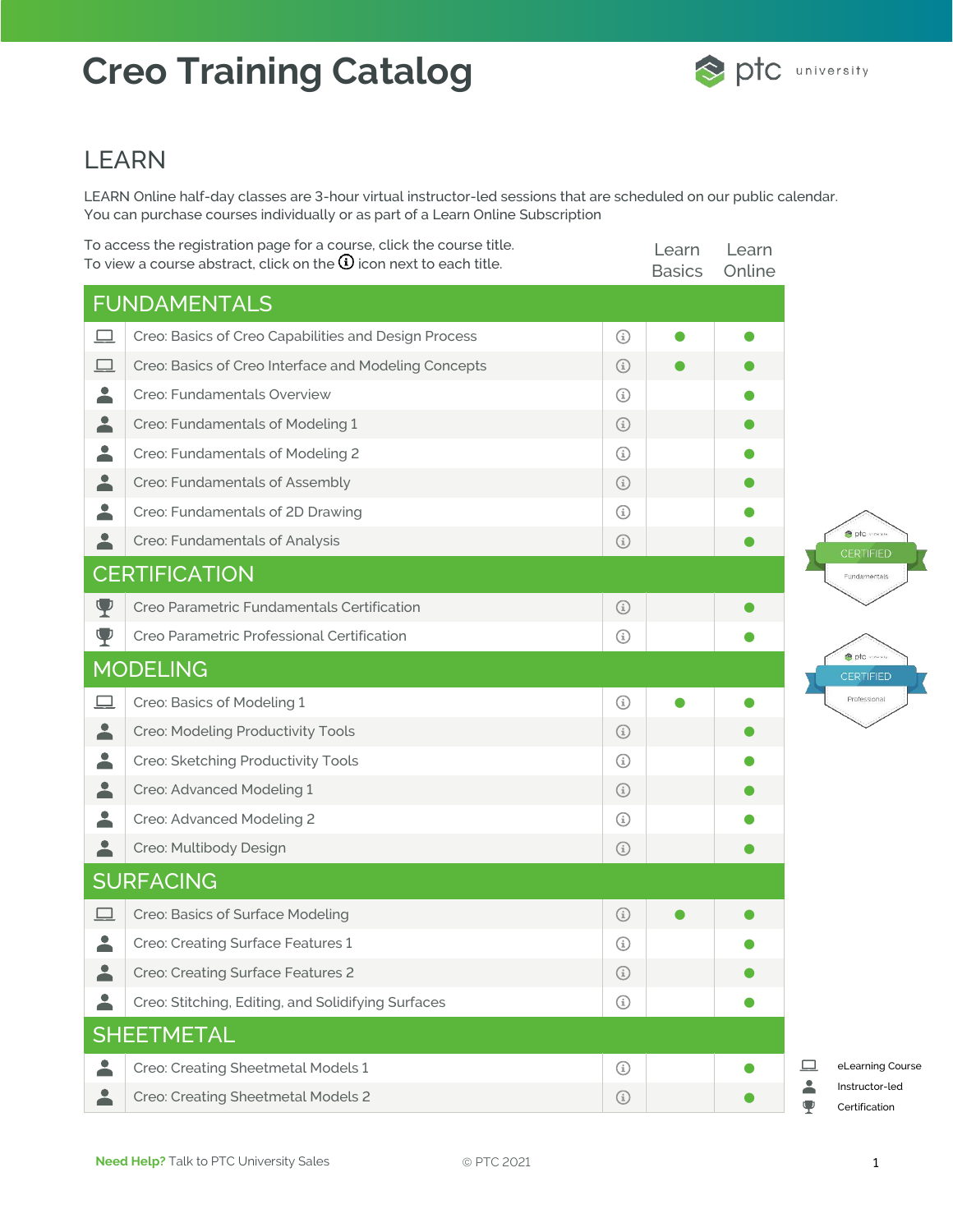# Creo Training Catalog

ptc university

## LEARN

LEARN Online half-day classes are 3-hour virtual instructor-led sessions that are scheduled on our public calendar. You can purchase courses individually or as part of a Learn Online Subscription

To access the registration page for a course, click the course title.
To view a course abstract, click on the ⓘ icon next to each title.

| Type | Course | Info | Learn Basics | Learn Online |
|---|---|---|---|---|
| **FUNDAMENTALS** | | | | |
| eLearning Course | Creo: Basics of Creo Capabilities and Design Process | ⓘ | ● | ● |
| eLearning Course | Creo: Basics of Creo Interface and Modeling Concepts | ⓘ | ● | ● |
| Instructor-led | Creo: Fundamentals Overview | ⓘ | | ● |
| Instructor-led | Creo: Fundamentals of Modeling 1 | ⓘ | | ● |
| Instructor-led | Creo: Fundamentals of Modeling 2 | ⓘ | | ● |
| Instructor-led | Creo: Fundamentals of Assembly | ⓘ | | ● |
| Instructor-led | Creo: Fundamentals of 2D Drawing | ⓘ | | ● |
| Instructor-led | Creo: Fundamentals of Analysis | ⓘ | | ● |
| **CERTIFICATION** | | | | |
| Certification | Creo Parametric Fundamentals Certification | ⓘ | | ● |
| Certification | Creo Parametric Professional Certification | ⓘ | | ● |
| **MODELING** | | | | |
| eLearning Course | Creo: Basics of Modeling 1 | ⓘ | ● | ● |
| Instructor-led | Creo: Modeling Productivity Tools | ⓘ | | ● |
| Instructor-led | Creo: Sketching Productivity Tools | ⓘ | | ● |
| Instructor-led | Creo: Advanced Modeling 1 | ⓘ | | ● |
| Instructor-led | Creo: Advanced Modeling 2 | ⓘ | | ● |
| Instructor-led | Creo: Multibody Design | ⓘ | | ● |
| **SURFACING** | | | | |
| eLearning Course | Creo: Basics of Surface Modeling | ⓘ | ● | ● |
| Instructor-led | Creo: Creating Surface Features 1 | ⓘ | | ● |
| Instructor-led | Creo: Creating Surface Features 2 | ⓘ | | ● |
| Instructor-led | Creo: Stitching, Editing, and Solidifying Surfaces | ⓘ | | ● |
| **SHEETMETAL** | | | | |
| Instructor-led | Creo: Creating Sheetmetal Models 1 | ⓘ | | ● |
| Instructor-led | Creo: Creating Sheetmetal Models 2 | ⓘ | | ● |

ptc CERTIFIED Fundamentals

ptc CERTIFIED Professional

Legend:
- eLearning Course
- Instructor-led
- Certification

**Need Help?** Talk to PTC University Sales

© PTC 2021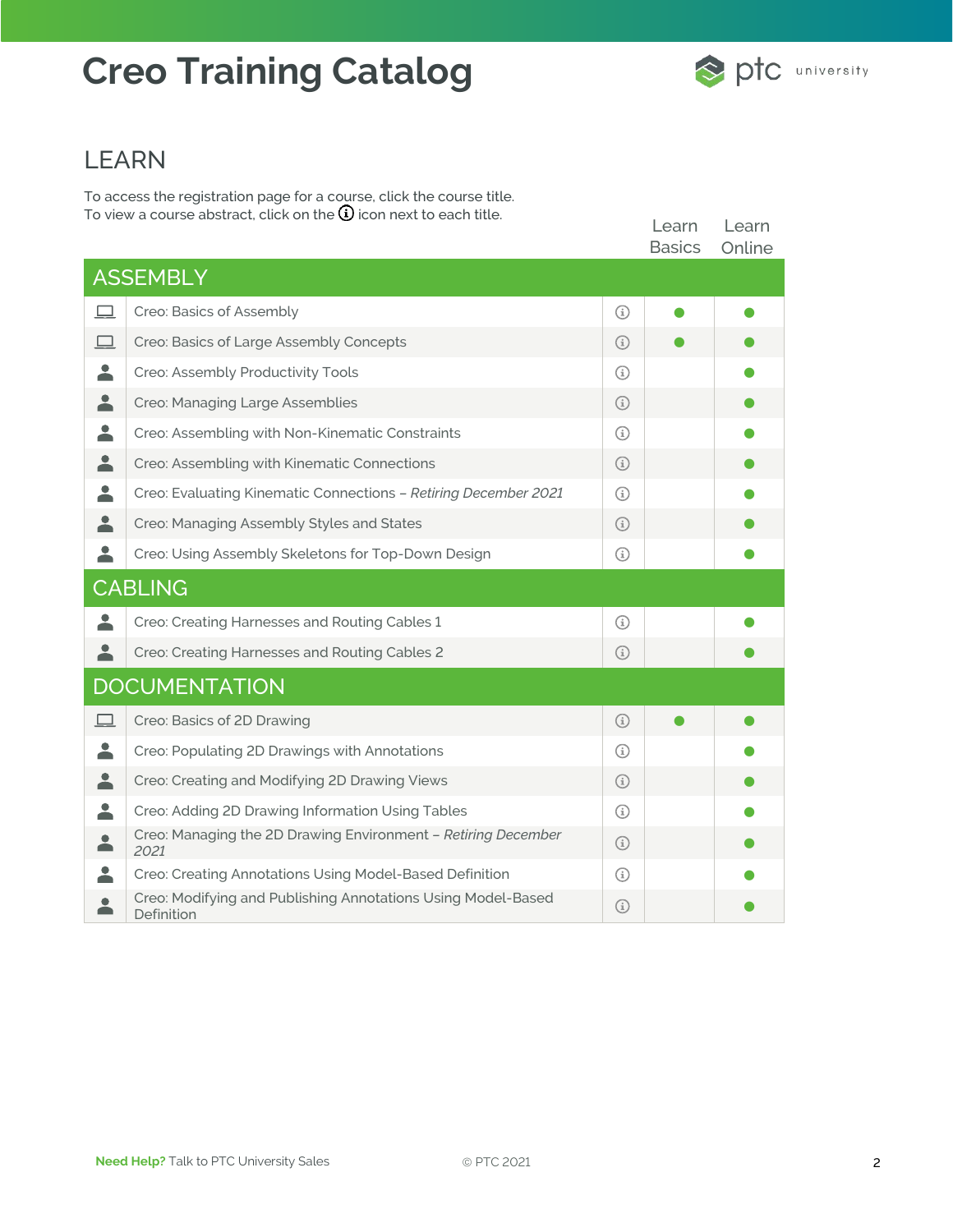# Creo Training Catalog

## LEARN

To access the registration page for a course, click the course title.
To view a course abstract, click on the ⓘ icon next to each title.

| | Course | | Learn Basics | Learn Online |
|---|---|---|---|---|
| **ASSEMBLY** | | | | |
| 💻 | Creo: Basics of Assembly | ⓘ | ● | ● |
| 💻 | Creo: Basics of Large Assembly Concepts | ⓘ | ● | ● |
| 👤 | Creo: Assembly Productivity Tools | ⓘ | | ● |
| 👤 | Creo: Managing Large Assemblies | ⓘ | | ● |
| 👤 | Creo: Assembling with Non-Kinematic Constraints | ⓘ | | ● |
| 👤 | Creo: Assembling with Kinematic Connections | ⓘ | | ● |
| 👤 | Creo: Evaluating Kinematic Connections – *Retiring December 2021* | ⓘ | | ● |
| 👤 | Creo: Managing Assembly Styles and States | ⓘ | | ● |
| 👤 | Creo: Using Assembly Skeletons for Top-Down Design | ⓘ | | ● |
| **CABLING** | | | | |
| 👤 | Creo: Creating Harnesses and Routing Cables 1 | ⓘ | | ● |
| 👤 | Creo: Creating Harnesses and Routing Cables 2 | ⓘ | | ● |
| **DOCUMENTATION** | | | | |
| 💻 | Creo: Basics of 2D Drawing | ⓘ | ● | ● |
| 👤 | Creo: Populating 2D Drawings with Annotations | ⓘ | | ● |
| 👤 | Creo: Creating and Modifying 2D Drawing Views | ⓘ | | ● |
| 👤 | Creo: Adding 2D Drawing Information Using Tables | ⓘ | | ● |
| 👤 | Creo: Managing the 2D Drawing Environment – *Retiring December 2021* | ⓘ | | ● |
| 👤 | Creo: Creating Annotations Using Model-Based Definition | ⓘ | | ● |
| 👤 | Creo: Modifying and Publishing Annotations Using Model-Based Definition | ⓘ | | ● |

**Need Help?** Talk to PTC University Sales

© PTC 2021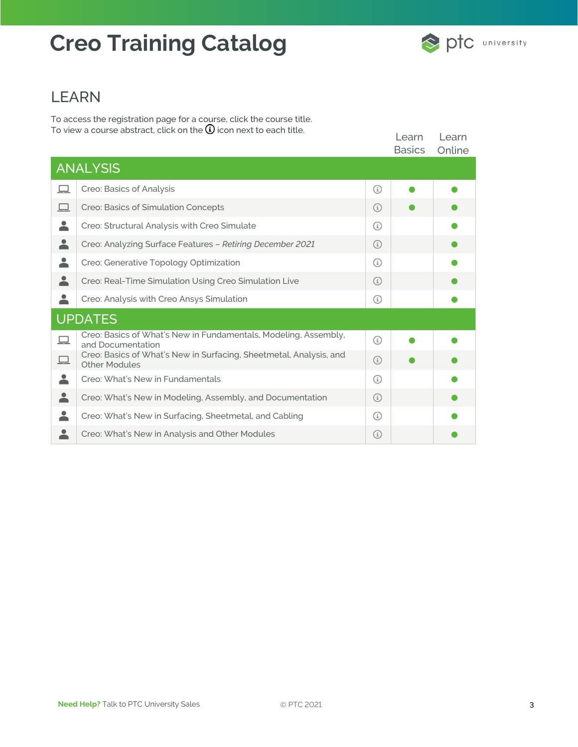# Creo Training Catalog

## LEARN

To access the registration page for a course, click the course title.
To view a course abstract, click on the ⓘ icon next to each title.

| | Course | | Learn Basics | Learn Online |
|---|---|---|---|---|
| **ANALYSIS** | | | | |
| 💻 | Creo: Basics of Analysis | ⓘ | ● | ● |
| 💻 | Creo: Basics of Simulation Concepts | ⓘ | ● | ● |
| 👤 | Creo: Structural Analysis with Creo Simulate | ⓘ | | ● |
| 👤 | Creo: Analyzing Surface Features – *Retiring December 2021* | ⓘ | | ● |
| 👤 | Creo: Generative Topology Optimization | ⓘ | | ● |
| 👤 | Creo: Real-Time Simulation Using Creo Simulation Live | ⓘ | | ● |
| 👤 | Creo: Analysis with Creo Ansys Simulation | ⓘ | | ● |
| **UPDATES** | | | | |
| 💻 | Creo: Basics of What's New in Fundamentals, Modeling, Assembly, and Documentation | ⓘ | ● | ● |
| 💻 | Creo: Basics of What's New in Surfacing, Sheetmetal, Analysis, and Other Modules | ⓘ | ● | ● |
| 👤 | Creo: What's New in Fundamentals | ⓘ | | ● |
| 👤 | Creo: What's New in Modeling, Assembly, and Documentation | ⓘ | | ● |
| 👤 | Creo: What's New in Surfacing, Sheetmetal, and Cabling | ⓘ | | ● |
| 👤 | Creo: What's New in Analysis and Other Modules | ⓘ | | ● |

**Need Help?** Talk to PTC University Sales

© PTC 2021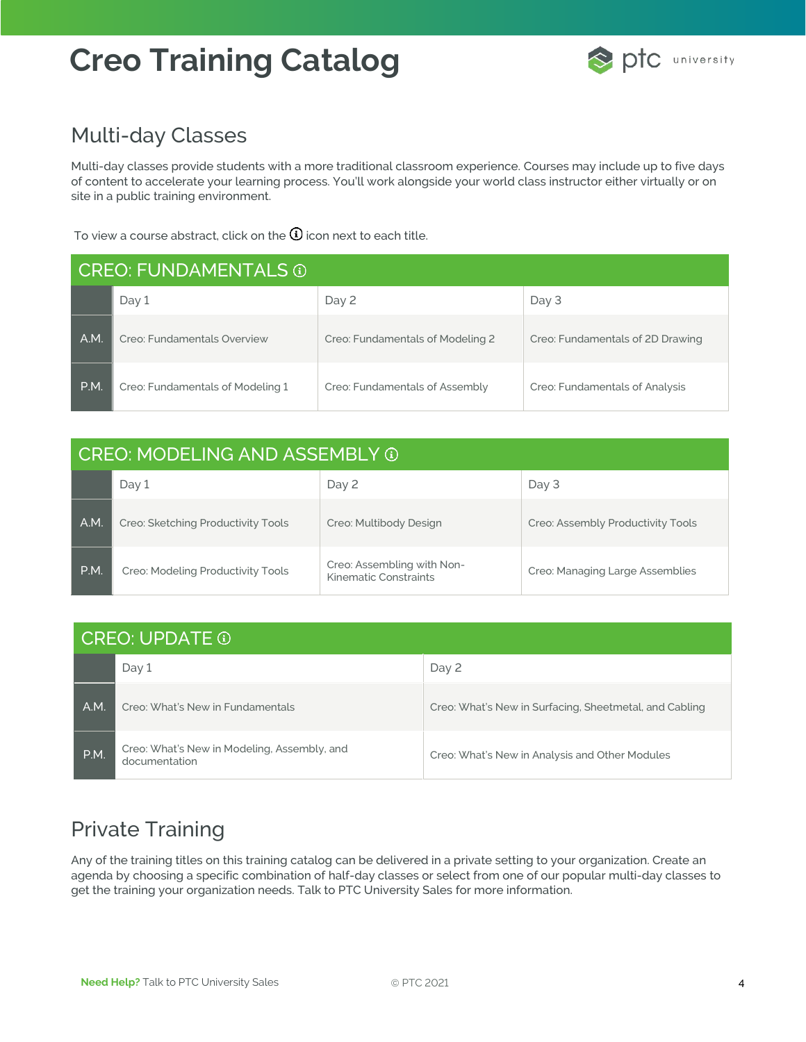# Creo Training Catalog

## Multi-day Classes

Multi-day classes provide students with a more traditional classroom experience. Courses may include up to five days of content to accelerate your learning process. You'll work alongside your world class instructor either virtually or on site in a public training environment.

To view a course abstract, click on the ⓘ icon next to each title.

### CREO: FUNDAMENTALS ⓘ

| | Day 1 | Day 2 | Day 3 |
|---|---|---|---|
| A.M. | Creo: Fundamentals Overview | Creo: Fundamentals of Modeling 2 | Creo: Fundamentals of 2D Drawing |
| P.M. | Creo: Fundamentals of Modeling 1 | Creo: Fundamentals of Assembly | Creo: Fundamentals of Analysis |

### CREO: MODELING AND ASSEMBLY ⓘ

| | Day 1 | Day 2 | Day 3 |
|---|---|---|---|
| A.M. | Creo: Sketching Productivity Tools | Creo: Multibody Design | Creo: Assembly Productivity Tools |
| P.M. | Creo: Modeling Productivity Tools | Creo: Assembling with Non-Kinematic Constraints | Creo: Managing Large Assemblies |

### CREO: UPDATE ⓘ

| | Day 1 | Day 2 |
|---|---|---|
| A.M. | Creo: What's New in Fundamentals | Creo: What's New in Surfacing, Sheetmetal, and Cabling |
| P.M. | Creo: What's New in Modeling, Assembly, and documentation | Creo: What's New in Analysis and Other Modules |

## Private Training

Any of the training titles on this training catalog can be delivered in a private setting to your organization. Create an agenda by choosing a specific combination of half-day classes or select from one of our popular multi-day classes to get the training your organization needs. Talk to PTC University Sales for more information.

**Need Help?** Talk to PTC University Sales

© PTC 2021